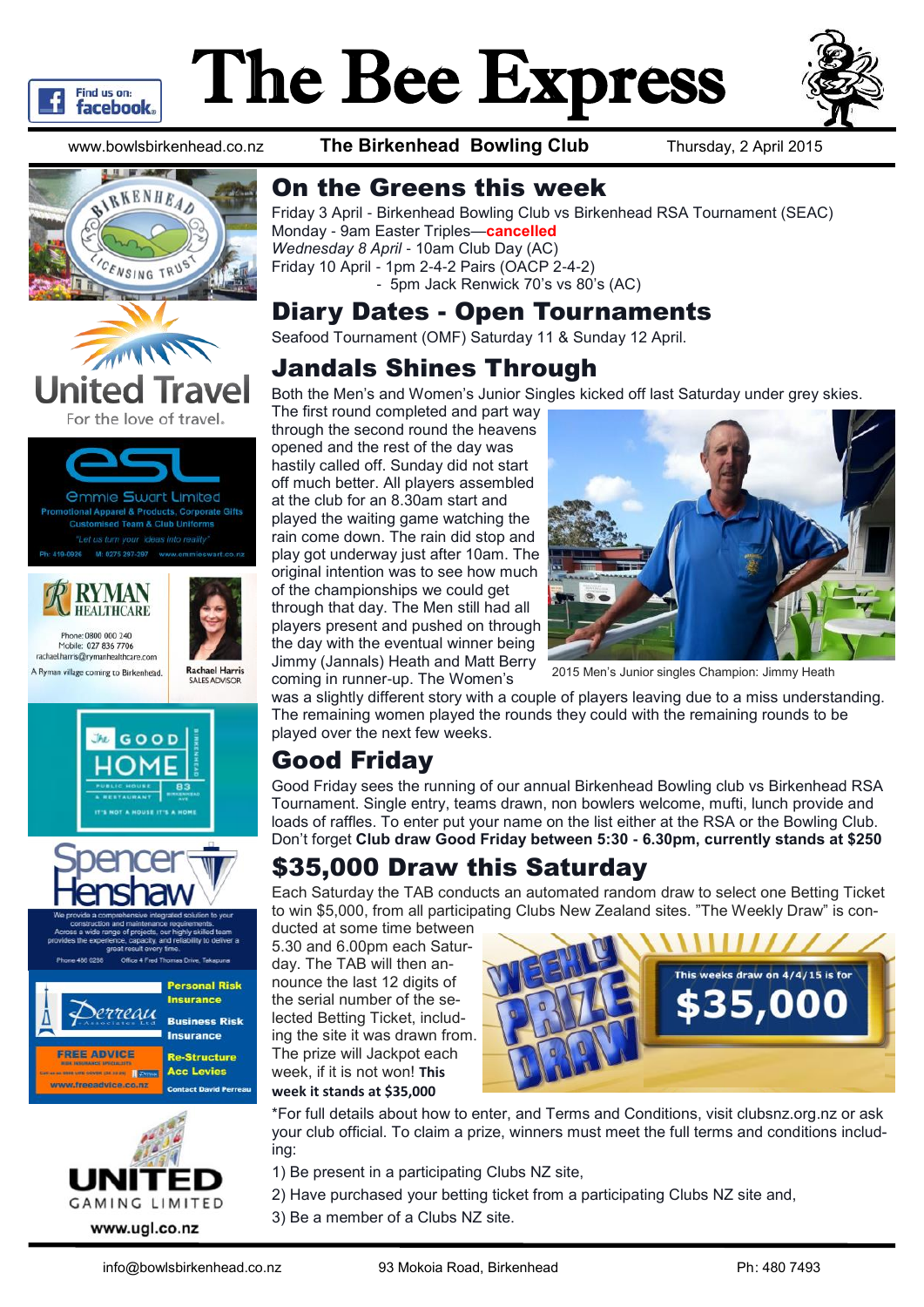# The Bee Express

www.bowlsbirkenhead.co.nz **The Birkenhead Bowling Club** Thursday, 2 April 2015

## On the Greens this week

Friday 3 April - Birkenhead Bowling Club vs Birkenhead RSA Tournament (SEAC)
Monday - 9am Easter Triples—**cancelled**
*Wednesday 8 April* - 10am Club Day (AC)
Friday 10 April - 1pm 2-4-2 Pairs (OACP 2-4-2)
- 5pm Jack Renwick 70's vs 80's (AC)

## Diary Dates - Open Tournaments

Seafood Tournament (OMF) Saturday 11 & Sunday 12 April.

## Jandals Shines Through

Both the Men's and Women's Junior Singles kicked off last Saturday under grey skies. The first round completed and part way through the second round the heavens opened and the rest of the day was hastily called off. Sunday did not start off much better. All players assembled at the club for an 8.30am start and played the waiting game watching the rain come down. The rain did stop and play got underway just after 10am. The original intention was to see how much of the championships we could get through that day. The Men still had all players present and pushed on through the day with the eventual winner being Jimmy (Jannals) Heath and Matt Berry coming in runner-up. The Women's was a slightly different story with a couple of players leaving due to a miss understanding. The remaining women played the rounds they could with the remaining rounds to be played over the next few weeks.

2015 Men's Junior singles Champion: Jimmy Heath

## Good Friday

Good Friday sees the running of our annual Birkenhead Bowling club vs Birkenhead RSA Tournament. Single entry, teams drawn, non bowlers welcome, mufti, lunch provide and loads of raffles. To enter put your name on the list either at the RSA or the Bowling Club. Don't forget **Club draw Good Friday between 5:30 - 6.30pm, currently stands at $250**

## $35,000 Draw this Saturday

Each Saturday the TAB conducts an automated random draw to select one Betting Ticket to win $5,000, from all participating Clubs New Zealand sites. "The Weekly Draw" is conducted at some time between 5.30 and 6.00pm each Saturday. The TAB will then announce the last 12 digits of the serial number of the selected Betting Ticket, including the site it was drawn from. The prize will Jackpot each week, if it is not won! **This week it stands at $35,000**

*For full details about how to enter, and Terms and Conditions, visit clubsnz.org.nz or ask your club official. To claim a prize, winners must meet the full terms and conditions including:

1) Be present in a participating Clubs NZ site,
2) Have purchased your betting ticket from a participating Clubs NZ site and,
3) Be a member of a Clubs NZ site.

info@bowlsbirkenhead.co.nz 93 Mokoia Road, Birkenhead Ph: 480 7493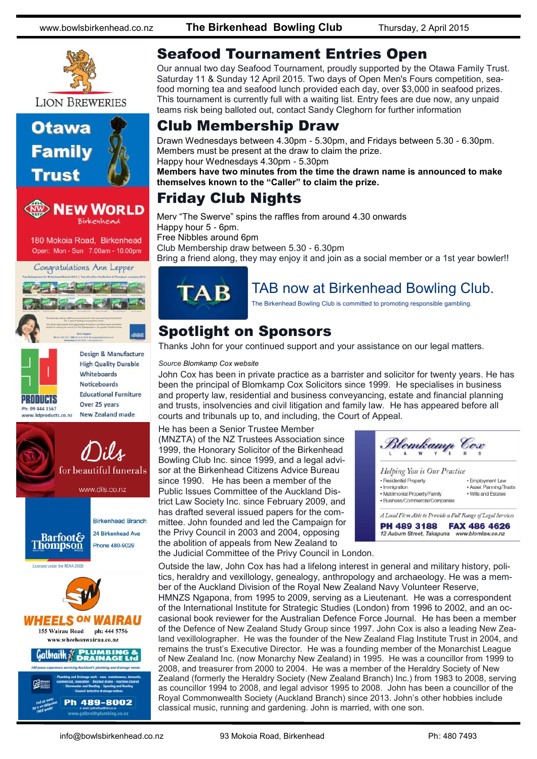# Seafood Tournament Entries Open

Our annual two day Seafood Tournament, proudly supported by the Otawa Family Trust. Saturday 11 & Sunday 12 April 2015. Two days of Open Men's Fours competition, seafood morning tea and seafood lunch provided each day, over $3,000 in seafood prizes. This tournament is currently full with a waiting list. Entry fees are due now, any unpaid teams risk being balloted out, contact Sandy Cleghorn for further information

# Club Membership Draw

Drawn Wednesdays between 4.30pm - 5.30pm, and Fridays between 5.30 - 6.30pm. Members must be present at the draw to claim the prize.
Happy hour Wednesdays 4.30pm - 5.30pm
**Members have two minutes from the time the drawn name is announced to make themselves known to the "Caller" to claim the prize.**

# Friday Club Nights

Merv "The Swerve" spins the raffles from around 4.30 onwards
Happy hour 5 - 6pm.
Free Nibbles around 6pm
Club Membership draw between 5.30 - 6.30pm
Bring a friend along, they may enjoy it and join as a social member or a 1st year bowler!!

TAB now at Birkenhead Bowling Club.

The Birkenhead Bowling Club is committed to promoting responsible gambling.

# Spotlight on Sponsors

Thanks John for your continued support and your assistance on our legal matters.

*Source Blomkamp Cox website*

John Cox has been in private practice as a barrister and solicitor for twenty years. He has been the principal of Blomkamp Cox Solicitors since 1999. He specialises in business and property law, residential and business conveyancing, estate and financial planning and trusts, insolvencies and civil litigation and family law. He has appeared before all courts and tribunals up to, and including, the Court of Appeal.

He has been a Senior Trustee Member (MNZTA) of the NZ Trustees Association since 1999, the Honorary Solicitor of the Birkenhead Bowling Club Inc. since 1999, and a legal advisor at the Birkenhead Citizens Advice Bureau since 1990. He has been a member of the Public Issues Committee of the Auckland District Law Society Inc. since February 2009, and has drafted several issued papers for the committee. John founded and led the Campaign for the Privy Council in 2003 and 2004, opposing the abolition of appeals from New Zealand to the Judicial Committee of the Privy Council in London.

Outside the law, John Cox has had a lifelong interest in general and military history, politics, heraldry and vexillology, genealogy, anthropology and archaeology. He was a member of the Auckland Division of the Royal New Zealand Navy Volunteer Reserve, HMNZS Ngapona, from 1995 to 2009, serving as a Lieutenant. He was a correspondent of the International Institute for Strategic Studies (London) from 1996 to 2002, and an occasional book reviewer for the Australian Defence Force Journal. He has been a member of the Defence of New Zealand Study Group since 1997. John Cox is also a leading New Zealand vexillographer. He was the founder of the New Zealand Flag Institute Trust in 2004, and remains the trust's Executive Director. He was a founding member of the Monarchist League of New Zealand Inc. (now Monarchy New Zealand) in 1995. He was a councillor from 1999 to 2008, and treasurer from 2000 to 2004. He was a member of the Heraldry Society of New Zealand (formerly the Heraldry Society (New Zealand Branch) Inc.) from 1983 to 2008, serving as councillor 1994 to 2008, and legal advisor 1995 to 2008. John has been a councillor of the Royal Commonwealth Society (Auckland Branch) since 2013. John's other hobbies include classical music, running and gardening. John is married, with one son.

Blomkamp Cox LAWYERS

*Helping You is Our Practice*

- Residential Property
- Immigration
- Matrimonial Property/Family
- Business/Commercial/Companies
- Employment Law
- Asset Planning/Trusts
- Wills and Estates

*A Local Firm Able to Provide a Full Range of Legal Services*

**PH 489 3188 FAX 486 4626**
12 Auburn Street, Takapuna www.blomlaw.co.nz

LION BREWERIES

Otawa Family Trust

NEW WORLD Birkenhead
180 Mokoia Road, Birkenhead
Open: Mon - Sun 7.00am - 10.00pm

Congratulations Ann Lepper

3d PRODUCTS
Ph: 09 444 1567
www.3dproducts.co.nz
Design & Manufacture
High Quality Durable
Whiteboards
Noticeboards
Educational Furniture
Over 25 years
New Zealand made

Dils for beautiful funerals
www.dils.co.nz

Barfoot & Thompson
Birkenhead Branch
24 Birkenhead Ave
Phone 480-9029
Licensed under the REAA 2008

WHEELS ON WAIRAU
155 Wairau Road ph: 444 5756
www.wheelsonwairau.co.nz

Galbraith PLUMBING & DRAINAGE Ltd
Ph 489-8002
www.galbraithplumbing.co.nz